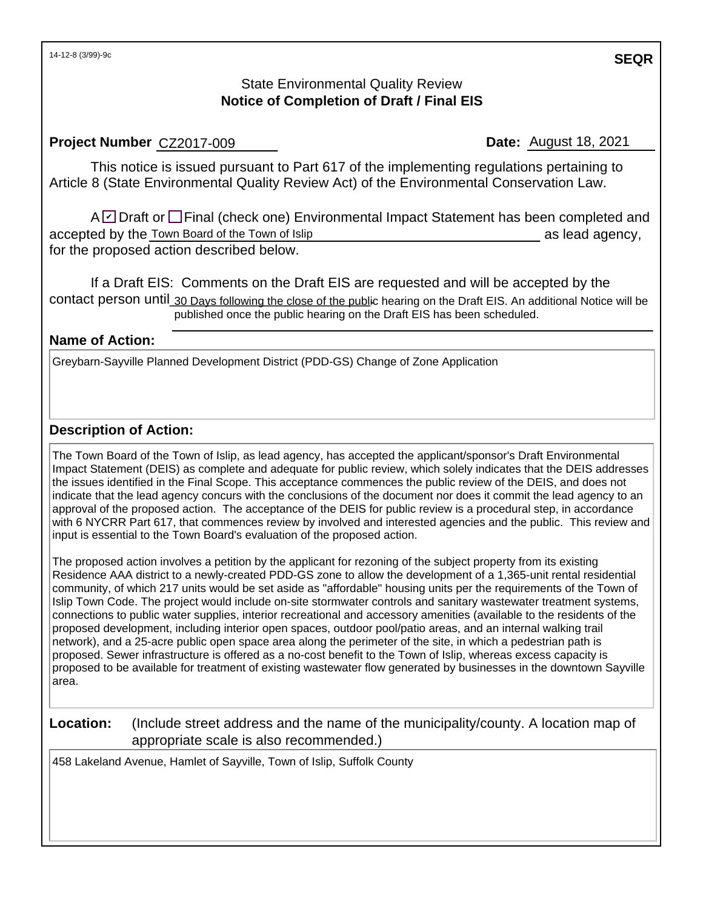14-12-8 (3/99)-9c

**SEQR**

State Environmental Quality Review
## Notice of Completion of Draft / Final EIS

**Project Number** CZ2017-009

**Date:** August 18, 2021

This notice is issued pursuant to Part 617 of the implementing regulations pertaining to Article 8 (State Environmental Quality Review Act) of the Environmental Conservation Law.

A ☑ Draft or ☐ Final (check one) Environmental Impact Statement has been completed and accepted by the Town Board of the Town of Islip as lead agency, for the proposed action described below.

If a Draft EIS: Comments on the Draft EIS are requested and will be accepted by the contact person until 30 Days following the close of the public hearing on the Draft EIS. An additional Notice will be published once the public hearing on the Draft EIS has been scheduled.

### Name of Action:

Greybarn-Sayville Planned Development District (PDD-GS) Change of Zone Application

### Description of Action:

The Town Board of the Town of Islip, as lead agency, has accepted the applicant/sponsor's Draft Environmental Impact Statement (DEIS) as complete and adequate for public review, which solely indicates that the DEIS addresses the issues identified in the Final Scope. This acceptance commences the public review of the DEIS, and does not indicate that the lead agency concurs with the conclusions of the document nor does it commit the lead agency to an approval of the proposed action. The acceptance of the DEIS for public review is a procedural step, in accordance with 6 NYCRR Part 617, that commences review by involved and interested agencies and the public. This review and input is essential to the Town Board's evaluation of the proposed action.

The proposed action involves a petition by the applicant for rezoning of the subject property from its existing Residence AAA district to a newly-created PDD-GS zone to allow the development of a 1,365-unit rental residential community, of which 217 units would be set aside as "affordable" housing units per the requirements of the Town of Islip Town Code. The project would include on-site stormwater controls and sanitary wastewater treatment systems, connections to public water supplies, interior recreational and accessory amenities (available to the residents of the proposed development, including interior open spaces, outdoor pool/patio areas, and an internal walking trail network), and a 25-acre public open space area along the perimeter of the site, in which a pedestrian path is proposed. Sewer infrastructure is offered as a no-cost benefit to the Town of Islip, whereas excess capacity is proposed to be available for treatment of existing wastewater flow generated by businesses in the downtown Sayville area.

**Location:** (Include street address and the name of the municipality/county. A location map of appropriate scale is also recommended.)

458 Lakeland Avenue, Hamlet of Sayville, Town of Islip, Suffolk County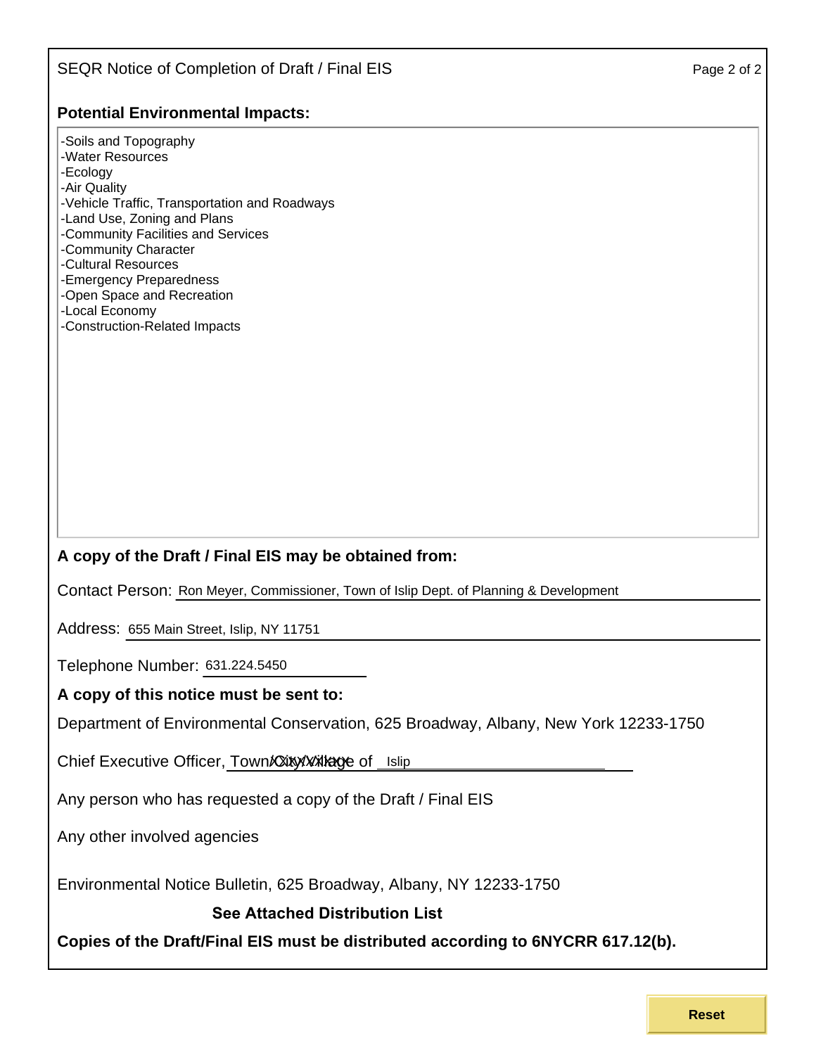SEQR Notice of Completion of Draft / Final EIS

**Potential Environmental Impacts:**

-Soils and Topography
-Water Resources
-Ecology
-Air Quality
-Vehicle Traffic, Transportation and Roadways
-Land Use, Zoning and Plans
-Community Facilities and Services
-Community Character
-Cultural Resources
-Emergency Preparedness
-Open Space and Recreation
-Local Economy
-Construction-Related Impacts

**A copy of the Draft / Final EIS may be obtained from:**

Contact Person: Ron Meyer, Commissioner, Town of Islip Dept. of Planning & Development

Address: 655 Main Street, Islip, NY 11751

Telephone Number: 631.224.5450

**A copy of this notice must be sent to:**

Department of Environmental Conservation, 625 Broadway, Albany, New York 12233-1750

Chief Executive Officer, Town/City/Village of Islip

Any person who has requested a copy of the Draft / Final EIS

Any other involved agencies

Environmental Notice Bulletin, 625 Broadway, Albany, NY 12233-1750

**See Attached Distribution List**

**Copies of the Draft/Final EIS must be distributed according to 6NYCRR 617.12(b).**

Reset